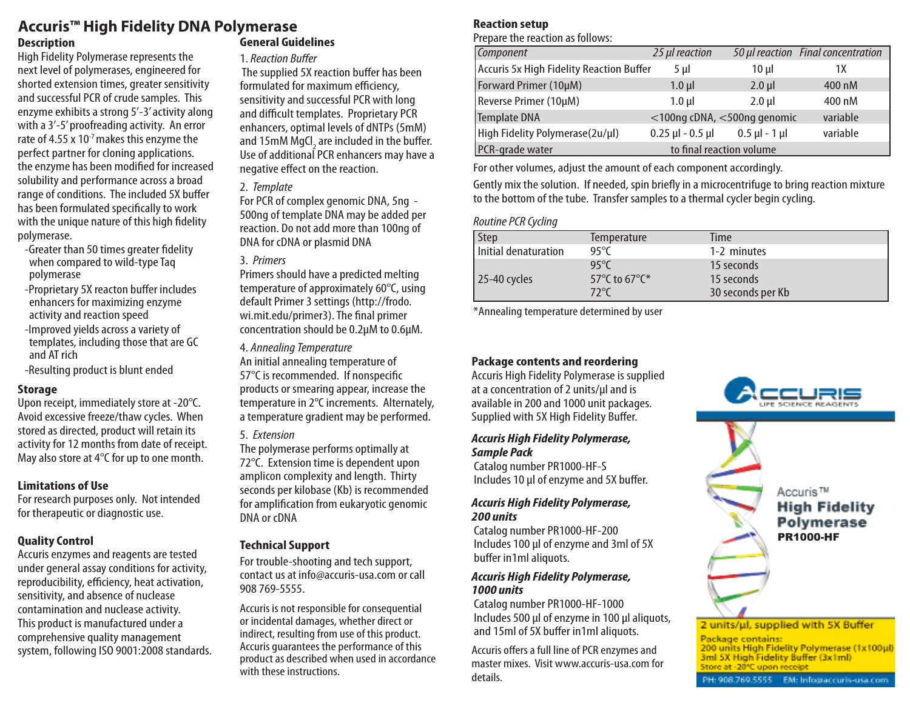# Accuris™ High Fidelity DNA Polymerase

## Description

High Fidelity Polymerase represents the next level of polymerases, engineered for shorted extension times, greater sensitivity and successful PCR of crude samples. This enzyme exhibits a strong 5'-3' activity along with a 3'-5' proofreading activity. An error rate of 4.55 x $10^{-7}$ makes this enzyme the perfect partner for cloning applications. the enzyme has been modified for increased solubility and performance across a broad range of conditions. The included 5X buffer has been formulated specifically to work with the unique nature of this high fidelity polymerase.

- -Greater than 50 times greater fidelity when compared to wild-type Taq polymerase
- -Proprietary 5X reacton buffer includes enhancers for maximizing enzyme activity and reaction speed
- -Improved yields across a variety of templates, including those that are GC and AT rich
- -Resulting product is blunt ended

## Storage

Upon receipt, immediately store at -20°C. Avoid excessive freeze/thaw cycles. When stored as directed, product will retain its activity for 12 months from date of receipt. May also store at 4°C for up to one month.

## Limitations of Use

For research purposes only. Not intended for therapeutic or diagnostic use.

## Quality Control

Accuris enzymes and reagents are tested under general assay conditions for activity, reproducibility, efficiency, heat activation, sensitivity, and absence of nuclease contamination and nuclease activity. This product is manufactured under a comprehensive quality management system, following ISO 9001:2008 standards.

## General Guidelines

1. *Reaction Buffer*

The supplied 5X reaction buffer has been formulated for maximum efficiency, sensitivity and successful PCR with long and difficult templates. Proprietary PCR enhancers, optimal levels of dNTPs (5mM) and 15mM $MgCl_2$ are included in the buffer. Use of additional PCR enhancers may have a negative effect on the reaction.

2. *Template*

For PCR of complex genomic DNA, 5ng - 500ng of template DNA may be added per reaction. Do not add more than 100ng of DNA for cDNA or plasmid DNA

3. *Primers*

Primers should have a predicted melting temperature of approximately 60°C, using default Primer 3 settings (http://frodo.wi.mit.edu/primer3). The final primer concentration should be 0.2µM to 0.6µM.

4. *Annealing Temperature*

An initial annealing temperature of 57°C is recommended. If nonspecific products or smearing appear, increase the temperature in 2°C increments. Alternately, a temperature gradient may be performed.

5. *Extension*

The polymerase performs optimally at 72°C. Extension time is dependent upon amplicon complexity and length. Thirty seconds per kilobase (Kb) is recommended for amplification from eukaryotic genomic DNA or cDNA

## Technical Support

For trouble-shooting and tech support, contact us at info@accuris-usa.com or call 908 769-5555.

Accuris is not responsible for consequential or incidental damages, whether direct or indirect, resulting from use of this product. Accuris guarantees the performance of this product as described when used in accordance with these instructions.

## Reaction setup

Prepare the reaction as follows:

| *Component* | *25 µl reaction* | *50 µl reaction* | *Final concentration* |
|---|---|---|---|
| Accuris 5x High Fidelity Reaction Buffer | 5 µl | 10 µl | 1X |
| Forward Primer (10µM) | 1.0 µl | 2.0 µl | 400 nM |
| Reverse Primer (10µM) | 1.0 µl | 2.0 µl | 400 nM |
| Template DNA | <100ng cDNA, <500ng genomic | | variable |
| High Fidelity Polymerase(2u/µl) | 0.25 µl - 0.5 µl | 0.5 µl - 1 µl | variable |
| PCR-grade water | to final reaction volume | | |

For other volumes, adjust the amount of each component accordingly.

Gently mix the solution. If needed, spin briefly in a microcentrifuge to bring reaction mixture to the bottom of the tube. Transfer samples to a thermal cycler begin cycling.

*Routine PCR Cycling*

| Step | Temperature | Time |
|---|---|---|
| Initial denaturation | 95°C | 1-2 minutes |
| 25-40 cycles | 95°C<br>57°C to 67°C*<br>72°C | 15 seconds<br>15 seconds<br>30 seconds per Kb |

*Annealing temperature determined by user

## Package contents and reordering

Accuris High Fidelity Polymerase is supplied at a concentration of 2 units/µl and is available in 200 and 1000 unit packages. Supplied with 5X High Fidelity Buffer.

***Accuris High Fidelity Polymerase, Sample Pack***

Catalog number PR1000-HF-S
Includes 10 µl of enzyme and 5X buffer.

***Accuris High Fidelity Polymerase, 200 units***

Catalog number PR1000-HF-200
Includes 100 µl of enzyme and 3ml of 5X buffer in1ml aliquots.

***Accuris High Fidelity Polymerase, 1000 units***

Catalog number PR1000-HF-1000
Includes 500 µl of enzyme in 100 µl aliquots, and 15ml of 5X buffer in1ml aliquots.

Accuris offers a full line of PCR enzymes and master mixes. Visit www.accuris-usa.com for details.

ACCURIS LIFE SCIENCE REAGENTS

Accuris™ High Fidelity Polymerase PR1000-HF

2 units/µl, supplied with 5X Buffer

Package contains:
200 units High Fidelity Polymerase (1x100µl)
3ml 5X High Fidelity Buffer (3x1ml)
Store at -20°C upon receipt

PH: 908.769.5555 EM: Info@accuris-usa.com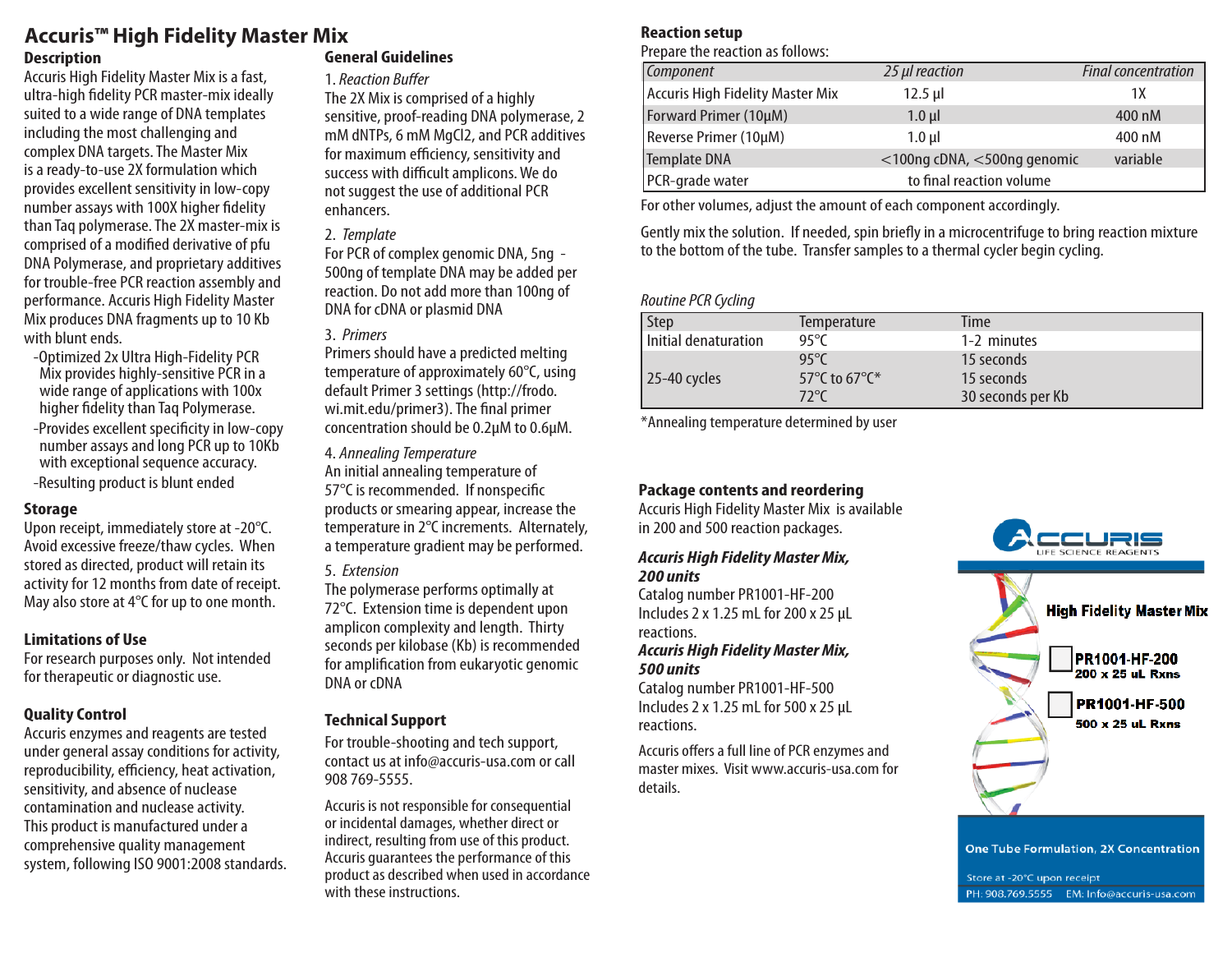# Accuris™ High Fidelity Master Mix

## Description

Accuris High Fidelity Master Mix is a fast, ultra-high fidelity PCR master-mix ideally suited to a wide range of DNA templates including the most challenging and complex DNA targets. The Master Mix is a ready-to-use 2X formulation which provides excellent sensitivity in low-copy number assays with 100X higher fidelity than Taq polymerase. The 2X master-mix is comprised of a modified derivative of pfu DNA Polymerase, and proprietary additives for trouble-free PCR reaction assembly and performance. Accuris High Fidelity Master Mix produces DNA fragments up to 10 Kb with blunt ends.

- -Optimized 2x Ultra High-Fidelity PCR Mix provides highly-sensitive PCR in a wide range of applications with 100x higher fidelity than Taq Polymerase.
- -Provides excellent specificity in low-copy number assays and long PCR up to 10Kb with exceptional sequence accuracy.
- -Resulting product is blunt ended

## Storage

Upon receipt, immediately store at -20°C. Avoid excessive freeze/thaw cycles. When stored as directed, product will retain its activity for 12 months from date of receipt. May also store at 4°C for up to one month.

## Limitations of Use

For research purposes only. Not intended for therapeutic or diagnostic use.

## Quality Control

Accuris enzymes and reagents are tested under general assay conditions for activity, reproducibility, efficiency, heat activation, sensitivity, and absence of nuclease contamination and nuclease activity. This product is manufactured under a comprehensive quality management system, following ISO 9001:2008 standards.

## General Guidelines

1. *Reaction Buffer*
The 2X Mix is comprised of a highly sensitive, proof-reading DNA polymerase, 2 mM dNTPs, 6 mM MgCl2, and PCR additives for maximum efficiency, sensitivity and success with difficult amplicons. We do not suggest the use of additional PCR enhancers.

2. *Template*
For PCR of complex genomic DNA, 5ng - 500ng of template DNA may be added per reaction. Do not add more than 100ng of DNA for cDNA or plasmid DNA

3. *Primers*
Primers should have a predicted melting temperature of approximately 60°C, using default Primer 3 settings (http://frodo.wi.mit.edu/primer3). The final primer concentration should be 0.2µM to 0.6µM.

4. *Annealing Temperature*
An initial annealing temperature of 57°C is recommended. If nonspecific products or smearing appear, increase the temperature in 2°C increments. Alternately, a temperature gradient may be performed.

5. *Extension*
The polymerase performs optimally at 72°C. Extension time is dependent upon amplicon complexity and length. Thirty seconds per kilobase (Kb) is recommended for amplification from eukaryotic genomic DNA or cDNA

## Technical Support

For trouble-shooting and tech support, contact us at info@accuris-usa.com or call 908 769-5555.

Accuris is not responsible for consequential or incidental damages, whether direct or indirect, resulting from use of this product. Accuris guarantees the performance of this product as described when used in accordance with these instructions.

## Reaction setup

Prepare the reaction as follows:

| *Component* | *25 µl reaction* | *Final concentration* |
|---|---|---|
| Accuris High Fidelity Master Mix | 12.5 µl | 1X |
| Forward Primer (10µM) | 1.0 µl | 400 nM |
| Reverse Primer (10µM) | 1.0 µl | 400 nM |
| Template DNA | <100ng cDNA, <500ng genomic | variable |
| PCR-grade water | to final reaction volume | |

For other volumes, adjust the amount of each component accordingly.

Gently mix the solution. If needed, spin briefly in a microcentrifuge to bring reaction mixture to the bottom of the tube. Transfer samples to a thermal cycler begin cycling.

*Routine PCR Cycling*

| Step | Temperature | Time |
|---|---|---|
| Initial denaturation | 95°C | 1-2 minutes |
| 25-40 cycles | 95°C | 15 seconds |
| | 57°C to 67°C* | 15 seconds |
| | 72°C | 30 seconds per Kb |

*Annealing temperature determined by user

## Package contents and reordering

Accuris High Fidelity Master Mix is available in 200 and 500 reaction packages.

***Accuris High Fidelity Master Mix, 200 units***
Catalog number PR1001-HF-200
Includes 2 x 1.25 mL for 200 x 25 µL reactions.

***Accuris High Fidelity Master Mix, 500 units***
Catalog number PR1001-HF-500
Includes 2 x 1.25 mL for 500 x 25 µL reactions.

Accuris offers a full line of PCR enzymes and master mixes. Visit www.accuris-usa.com for details.

ACCURIS LIFE SCIENCE REAGENTS

High Fidelity Master Mix

PR1001-HF-200
200 x 25 uL Rxns

PR1001-HF-500
500 x 25 uL Rxns

One Tube Formulation, 2X Concentration

Store at -20°C upon receipt

PH: 908.769.5555 EM: Info@accuris-usa.com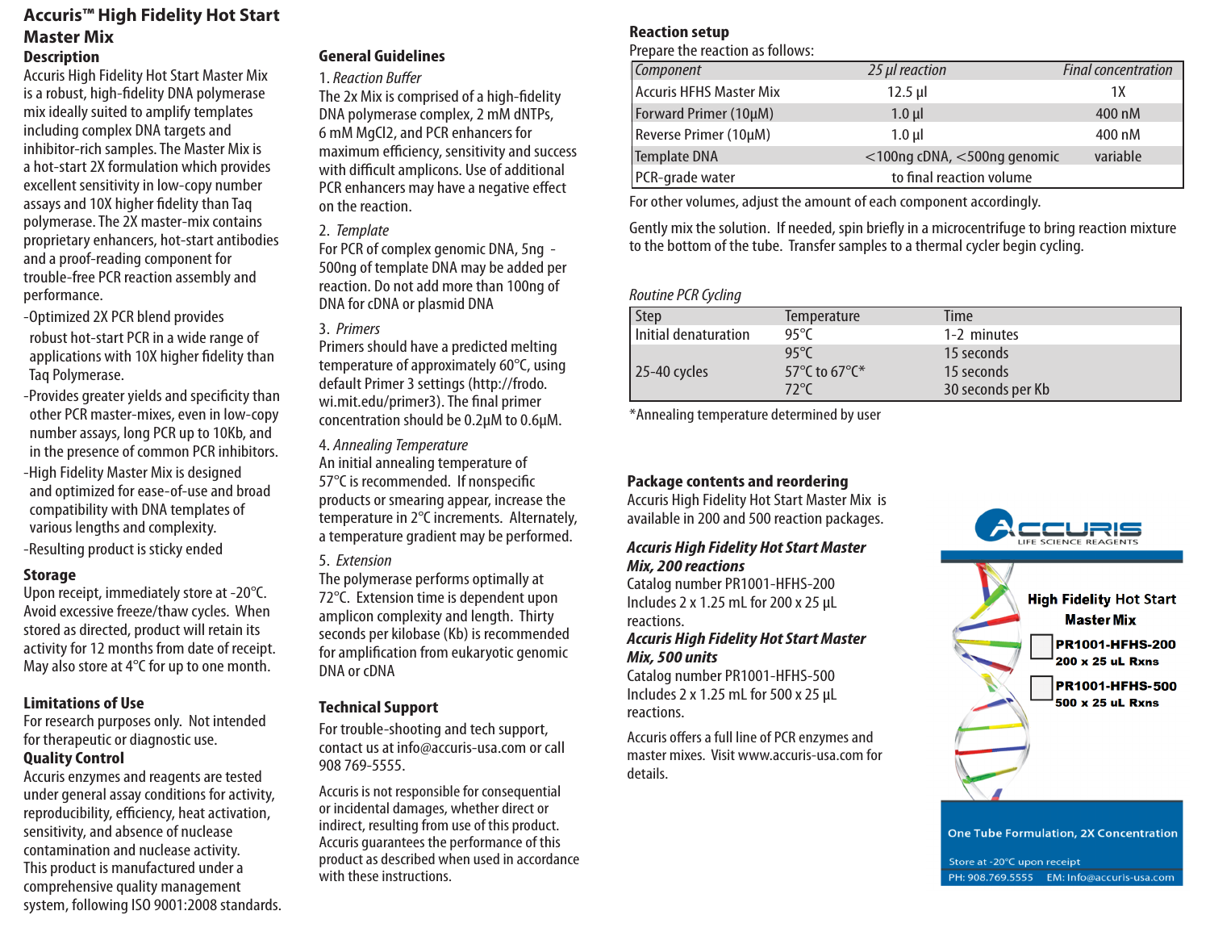# Accuris™ High Fidelity Hot Start Master Mix

## Description

Accuris High Fidelity Hot Start Master Mix is a robust, high-fidelity DNA polymerase mix ideally suited to amplify templates including complex DNA targets and inhibitor-rich samples. The Master Mix is a hot-start 2X formulation which provides excellent sensitivity in low-copy number assays and 10X higher fidelity than Taq polymerase. The 2X master-mix contains proprietary enhancers, hot-start antibodies and a proof-reading component for trouble-free PCR reaction assembly and performance.

- -Optimized 2X PCR blend provides robust hot-start PCR in a wide range of applications with 10X higher fidelity than Taq Polymerase.
- -Provides greater yields and specificity than other PCR master-mixes, even in low-copy number assays, long PCR up to 10Kb, and in the presence of common PCR inhibitors.
- -High Fidelity Master Mix is designed and optimized for ease-of-use and broad compatibility with DNA templates of various lengths and complexity.
- -Resulting product is sticky ended

## Storage

Upon receipt, immediately store at -20°C. Avoid excessive freeze/thaw cycles. When stored as directed, product will retain its activity for 12 months from date of receipt. May also store at 4°C for up to one month.

## Limitations of Use

For research purposes only. Not intended for therapeutic or diagnostic use.

## Quality Control

Accuris enzymes and reagents are tested under general assay conditions for activity, reproducibility, efficiency, heat activation, sensitivity, and absence of nuclease contamination and nuclease activity. This product is manufactured under a comprehensive quality management system, following ISO 9001:2008 standards.

## General Guidelines

1. *Reaction Buffer*

The 2x Mix is comprised of a high-fidelity DNA polymerase complex, 2 mM dNTPs, 6 mM $MgCl_2$, and PCR enhancers for maximum efficiency, sensitivity and success with difficult amplicons. Use of additional PCR enhancers may have a negative effect on the reaction.

2. *Template*

For PCR of complex genomic DNA, 5ng - 500ng of template DNA may be added per reaction. Do not add more than 100ng of DNA for cDNA or plasmid DNA

3. *Primers*

Primers should have a predicted melting temperature of approximately 60°C, using default Primer 3 settings (http://frodo.wi.mit.edu/primer3). The final primer concentration should be 0.2μM to 0.6μM.

4. *Annealing Temperature*

An initial annealing temperature of 57°C is recommended. If nonspecific products or smearing appear, increase the temperature in 2°C increments. Alternately, a temperature gradient may be performed.

5. *Extension*

The polymerase performs optimally at 72°C. Extension time is dependent upon amplicon complexity and length. Thirty seconds per kilobase (Kb) is recommended for amplification from eukaryotic genomic DNA or cDNA

## Technical Support

For trouble-shooting and tech support, contact us at info@accuris-usa.com or call 908 769-5555.

Accuris is not responsible for consequential or incidental damages, whether direct or indirect, resulting from use of this product. Accuris guarantees the performance of this product as described when used in accordance with these instructions.

## Reaction setup

Prepare the reaction as follows:

| *Component* | *25 μl reaction* | *Final concentration* |
|---|---|---|
| Accuris HFHS Master Mix | 12.5 μl | 1X |
| Forward Primer (10μM) | 1.0 μl | 400 nM |
| Reverse Primer (10μM) | 1.0 μl | 400 nM |
| Template DNA | <100ng cDNA, <500ng genomic | variable |
| PCR-grade water | to final reaction volume | |

For other volumes, adjust the amount of each component accordingly.

Gently mix the solution. If needed, spin briefly in a microcentrifuge to bring reaction mixture to the bottom of the tube. Transfer samples to a thermal cycler begin cycling.

*Routine PCR Cycling*

| Step | Temperature | Time |
|---|---|---|
| Initial denaturation | 95°C | 1-2 minutes |
| 25-40 cycles | 95°C | 15 seconds |
| | 57°C to 67°C* | 15 seconds |
| | 72°C | 30 seconds per Kb |

*Annealing temperature determined by user

## Package contents and reordering

Accuris High Fidelity Hot Start Master Mix is available in 200 and 500 reaction packages.

***Accuris High Fidelity Hot Start Master Mix, 200 reactions***

Catalog number PR1001-HFHS-200

Includes 2 x 1.25 mL for 200 x 25 μL reactions.

***Accuris High Fidelity Hot Start Master Mix, 500 units***

Catalog number PR1001-HFHS-500

Includes 2 x 1.25 mL for 500 x 25 μL reactions.

Accuris offers a full line of PCR enzymes and master mixes. Visit www.accuris-usa.com for details.

ACCURIS
LIFE SCIENCE REAGENTS

**High Fidelity Hot Start Master Mix**

- [ ] **PR1001-HFHS-200** 200 x 25 uL Rxns
- [ ] **PR1001-HFHS-500** 500 x 25 uL Rxns

One Tube Formulation, 2X Concentration

Store at -20°C upon receipt

PH: 908.769.5555 EM: Info@accuris-usa.com